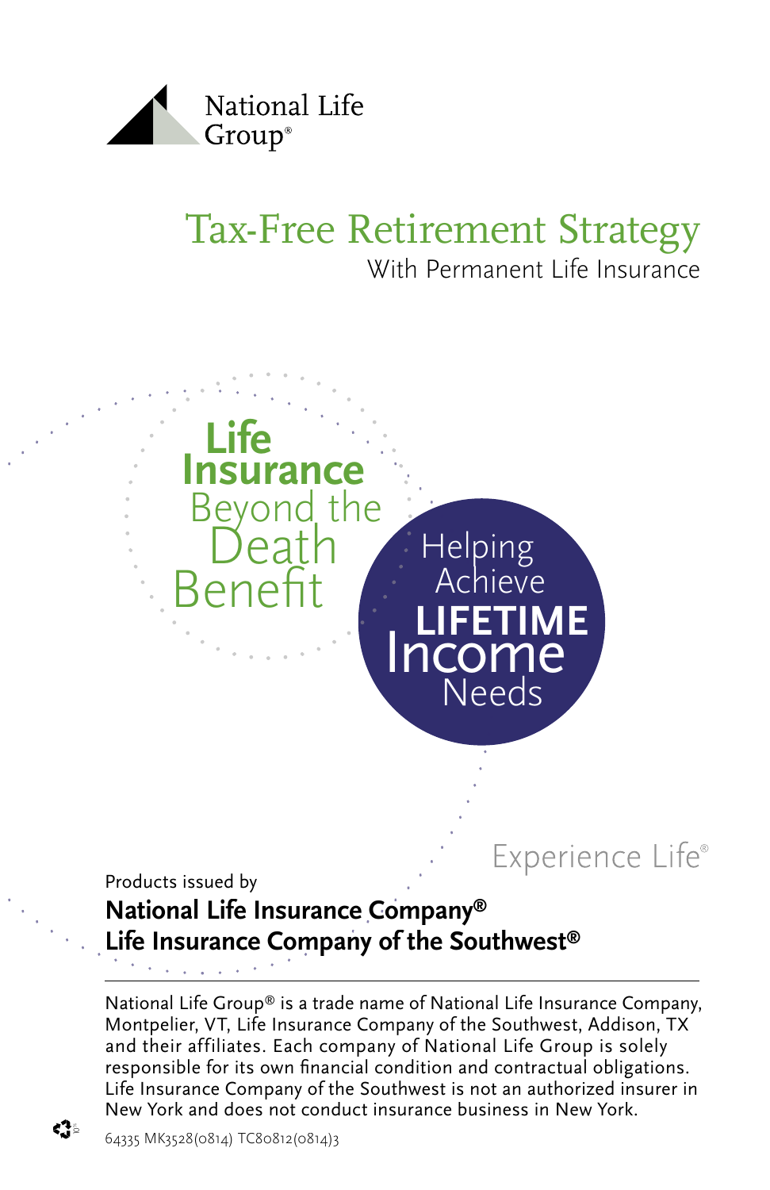National Life Group®

# Tax-Free Retirement Strategy

With Permanent Life Insurance

**Life Insurance** Beyond the Death Benefit

Helping Achieve **LIFETIME** Income Needs

Experience Life®

Products issued by

**National Life Insurance Company®**
**Life Insurance Company of the Southwest®**

National Life Group® is a trade name of National Life Insurance Company, Montpelier, VT, Life Insurance Company of the Southwest, Addison, TX and their affiliates. Each company of National Life Group is solely responsible for its own financial condition and contractual obligations. Life Insurance Company of the Southwest is not an authorized insurer in New York and does not conduct insurance business in New York.

64335 MK3528(0814) TC80812(0814)3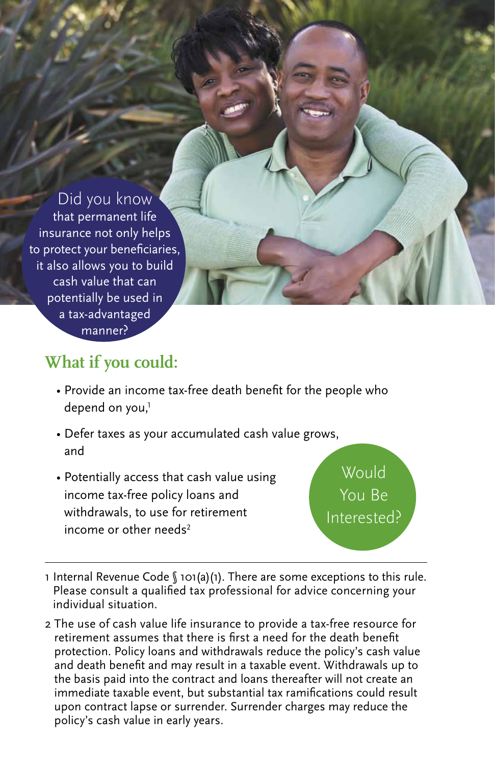Did you know that permanent life insurance not only helps to protect your beneficiaries, it also allows you to build cash value that can potentially be used in a tax-advantaged manner?

## What if you could:

- Provide an income tax-free death benefit for the people who depend on you,[1]
- Defer taxes as your accumulated cash value grows, and
- Potentially access that cash value using income tax-free policy loans and withdrawals, to use for retirement income or other needs[2]

Would You Be Interested?

---

1 Internal Revenue Code § 101(a)(1). There are some exceptions to this rule. Please consult a qualified tax professional for advice concerning your individual situation.

2 The use of cash value life insurance to provide a tax-free resource for retirement assumes that there is first a need for the death benefit protection. Policy loans and withdrawals reduce the policy's cash value and death benefit and may result in a taxable event. Withdrawals up to the basis paid into the contract and loans thereafter will not create an immediate taxable event, but substantial tax ramifications could result upon contract lapse or surrender. Surrender charges may reduce the policy's cash value in early years.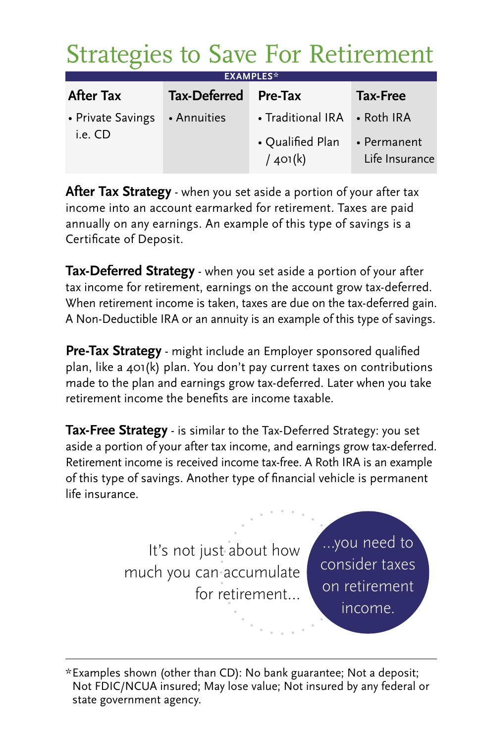# Strategies to Save For Retirement

| EXAMPLES* | | | |
|---|---|---|---|
| **After Tax** | **Tax-Deferred** | **Pre-Tax** | **Tax-Free** |
| • Private Savings i.e. CD | • Annuities | • Traditional IRA<br>• Qualified Plan / 401(k) | • Roth IRA<br>• Permanent Life Insurance |

**After Tax Strategy** - when you set aside a portion of your after tax income into an account earmarked for retirement. Taxes are paid annually on any earnings. An example of this type of savings is a Certificate of Deposit.

**Tax-Deferred Strategy** - when you set aside a portion of your after tax income for retirement, earnings on the account grow tax-deferred. When retirement income is taken, taxes are due on the tax-deferred gain. A Non-Deductible IRA or an annuity is an example of this type of savings.

**Pre-Tax Strategy** - might include an Employer sponsored qualified plan, like a 401(k) plan. You don't pay current taxes on contributions made to the plan and earnings grow tax-deferred. Later when you take retirement income the benefits are income taxable.

**Tax-Free Strategy** - is similar to the Tax-Deferred Strategy: you set aside a portion of your after tax income, and earnings grow tax-deferred. Retirement income is received income tax-free. A Roth IRA is an example of this type of savings. Another type of financial vehicle is permanent life insurance.

It's not just about how much you can accumulate for retirement...

...you need to consider taxes on retirement income.

*Examples shown (other than CD): No bank guarantee; Not a deposit; Not FDIC/NCUA insured; May lose value; Not insured by any federal or state government agency.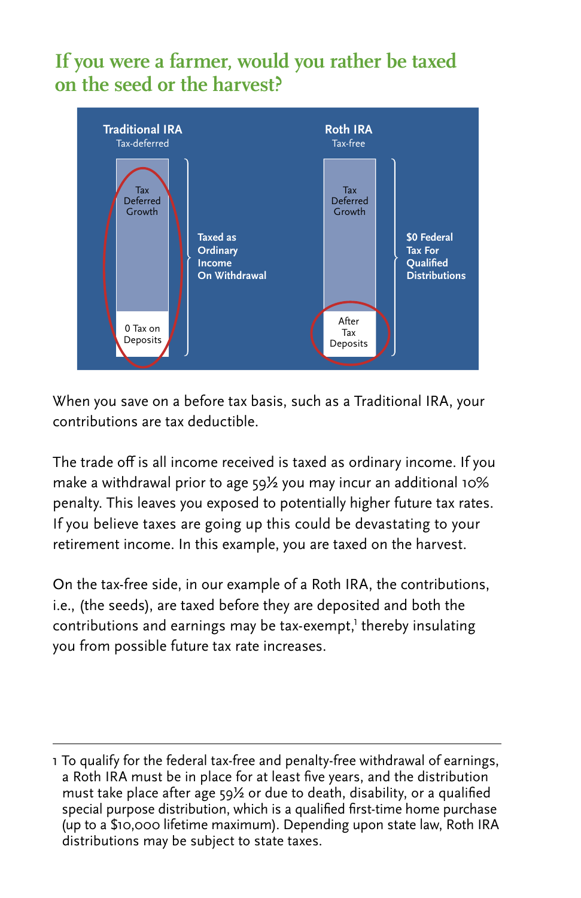## If you were a farmer, would you rather be taxed on the seed or the harvest?

**Traditional IRA**
Tax-deferred

Tax Deferred Growth

0 Tax on Deposits

**Taxed as Ordinary Income On Withdrawal**

**Roth IRA**
Tax-free

Tax Deferred Growth

After Tax Deposits

**$0 Federal Tax For Qualified Distributions**

When you save on a before tax basis, such as a Traditional IRA, your contributions are tax deductible.

The trade off is all income received is taxed as ordinary income. If you make a withdrawal prior to age 59½ you may incur an additional 10% penalty. This leaves you exposed to potentially higher future tax rates. If you believe taxes are going up this could be devastating to your retirement income. In this example, you are taxed on the harvest.

On the tax-free side, in our example of a Roth IRA, the contributions, i.e., (the seeds), are taxed before they are deposited and both the contributions and earnings may be tax-exempt,[1] thereby insulating you from possible future tax rate increases.

---

1 To qualify for the federal tax-free and penalty-free withdrawal of earnings, a Roth IRA must be in place for at least five years, and the distribution must take place after age 59½ or due to death, disability, or a qualified special purpose distribution, which is a qualified first-time home purchase (up to a $10,000 lifetime maximum). Depending upon state law, Roth IRA distributions may be subject to state taxes.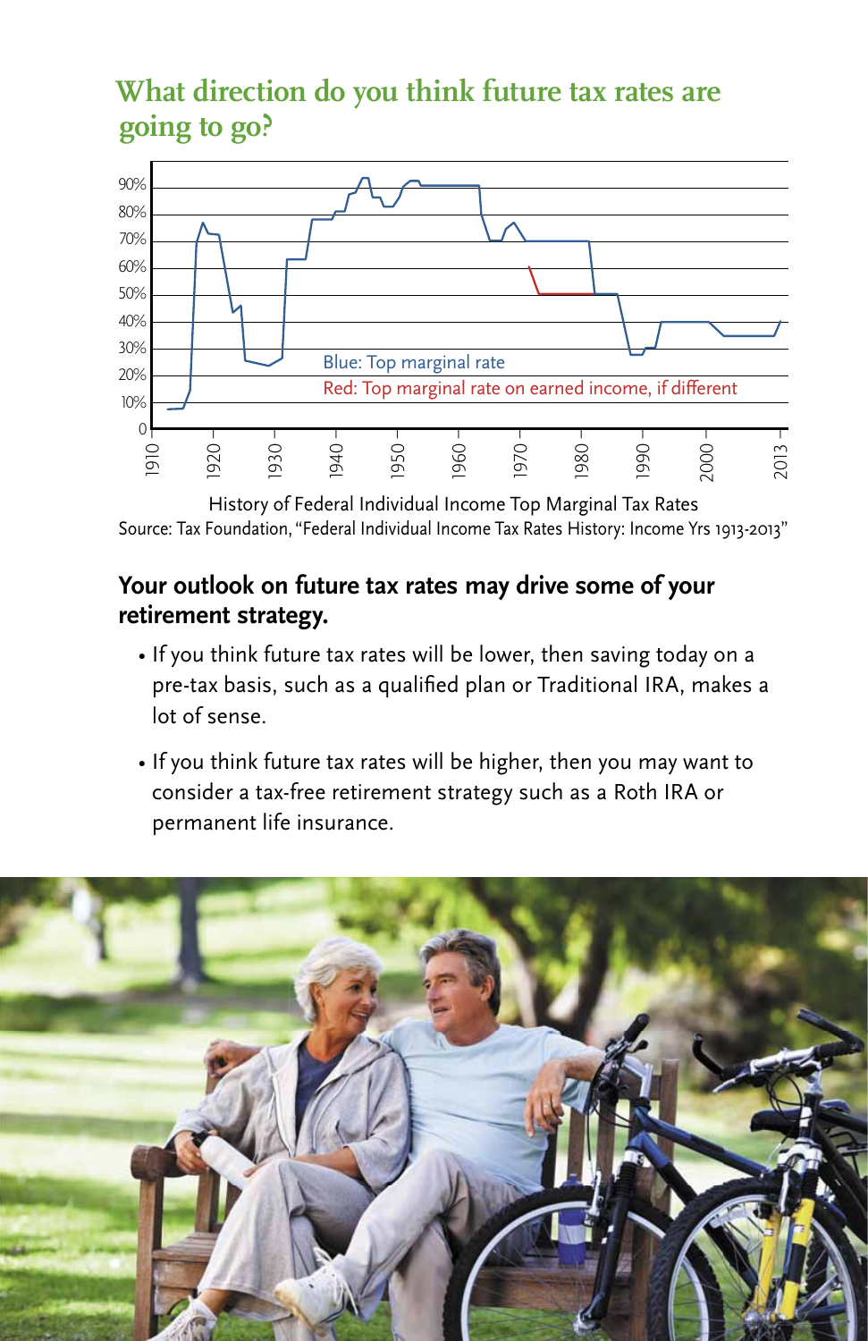## What direction do you think future tax rates are going to go?

Blue: Top marginal rate

Red: Top marginal rate on earned income, if different

History of Federal Individual Income Top Marginal Tax Rates

Source: Tax Foundation, "Federal Individual Income Tax Rates History: Income Yrs 1913-2013"

### Your outlook on future tax rates may drive some of your retirement strategy.

- If you think future tax rates will be lower, then saving today on a pre-tax basis, such as a qualified plan or Traditional IRA, makes a lot of sense.
- If you think future tax rates will be higher, then you may want to consider a tax-free retirement strategy such as a Roth IRA or permanent life insurance.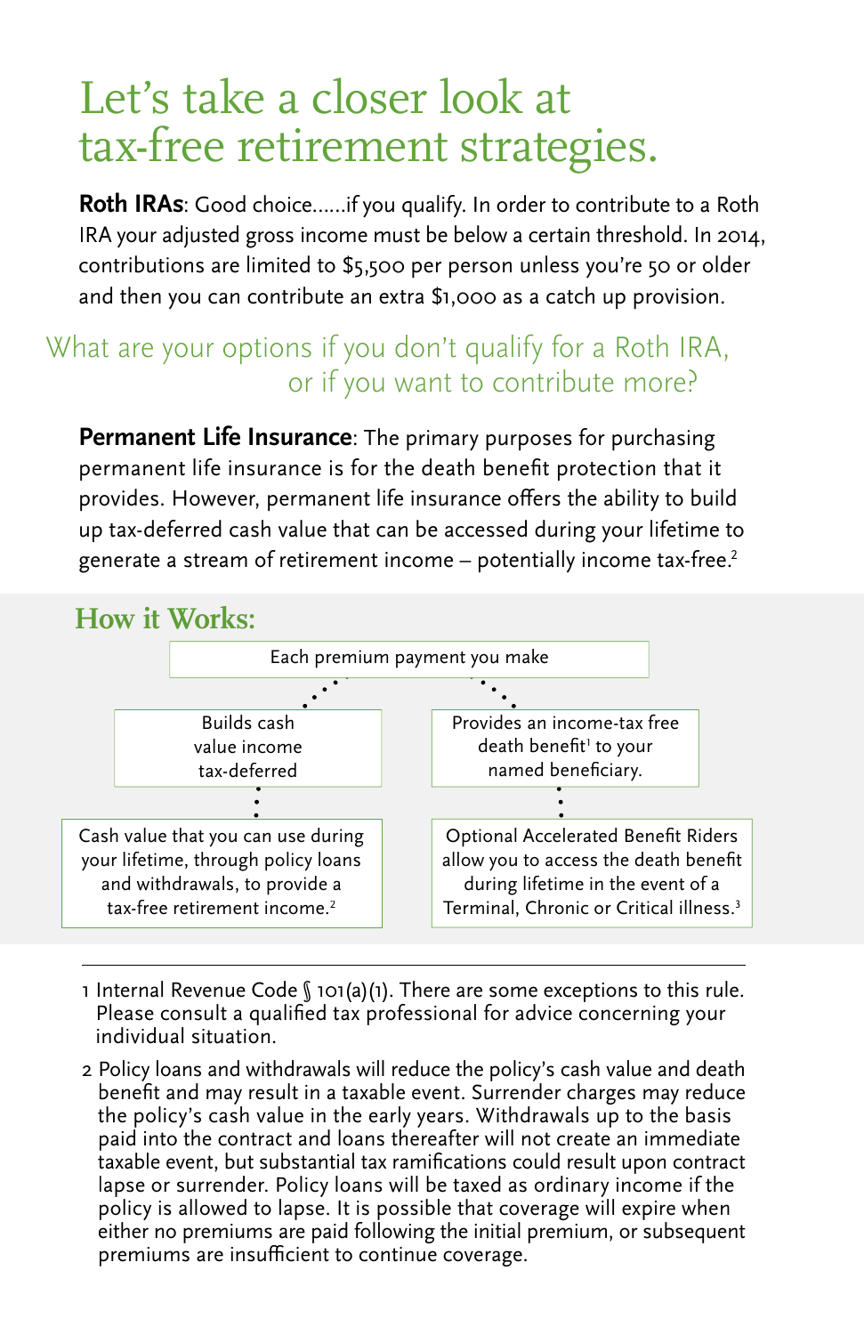# Let's take a closer look at tax-free retirement strategies.

**Roth IRAs**: Good choice......if you qualify. In order to contribute to a Roth IRA your adjusted gross income must be below a certain threshold. In 2014, contributions are limited to $5,500 per person unless you're 50 or older and then you can contribute an extra $1,000 as a catch up provision.

## What are your options if you don't qualify for a Roth IRA, or if you want to contribute more?

**Permanent Life Insurance**: The primary purposes for purchasing permanent life insurance is for the death benefit protection that it provides. However, permanent life insurance offers the ability to build up tax-deferred cash value that can be accessed during your lifetime to generate a stream of retirement income – potentially income tax-free.[2]

## How it Works:

Each premium payment you make

- Builds cash value income tax-deferred
  - Cash value that you can use during your lifetime, through policy loans and withdrawals, to provide a tax-free retirement income.[2]
- Provides an income-tax free death benefit[1] to your named beneficiary.
  - Optional Accelerated Benefit Riders allow you to access the death benefit during lifetime in the event of a Terminal, Chronic or Critical illness.[3]

---

1 Internal Revenue Code § 101(a)(1). There are some exceptions to this rule. Please consult a qualified tax professional for advice concerning your individual situation.

2 Policy loans and withdrawals will reduce the policy's cash value and death benefit and may result in a taxable event. Surrender charges may reduce the policy's cash value in the early years. Withdrawals up to the basis paid into the contract and loans thereafter will not create an immediate taxable event, but substantial tax ramifications could result upon contract lapse or surrender. Policy loans will be taxed as ordinary income if the policy is allowed to lapse. It is possible that coverage will expire when either no premiums are paid following the initial premium, or subsequent premiums are insufficient to continue coverage.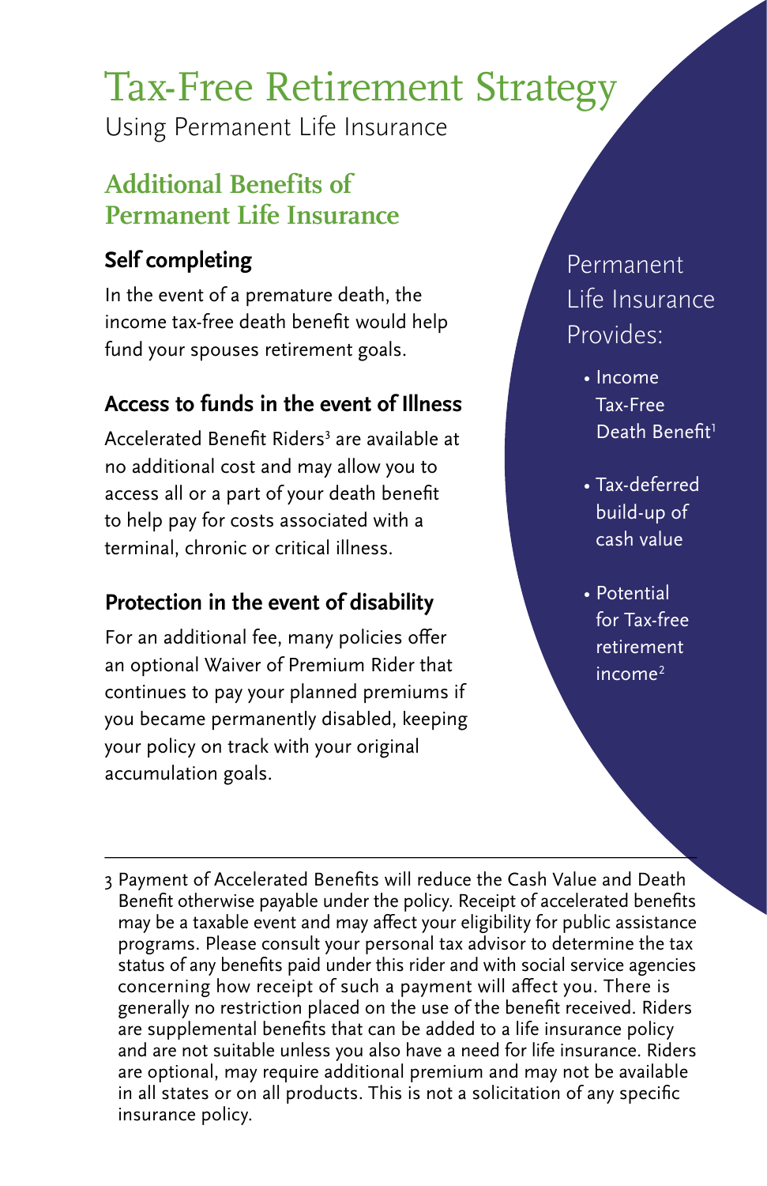# Tax-Free Retirement Strategy

Using Permanent Life Insurance

## Additional Benefits of Permanent Life Insurance

### Self completing

In the event of a premature death, the income tax-free death benefit would help fund your spouses retirement goals.

### Access to funds in the event of Illness

Accelerated Benefit Riders[3] are available at no additional cost and may allow you to access all or a part of your death benefit to help pay for costs associated with a terminal, chronic or critical illness.

### Protection in the event of disability

For an additional fee, many policies offer an optional Waiver of Premium Rider that continues to pay your planned premiums if you became permanently disabled, keeping your policy on track with your original accumulation goals.

Permanent Life Insurance Provides:

- Income Tax-Free Death Benefit[1]
- Tax-deferred build-up of cash value
- Potential for Tax-free retirement income[2]

---

3 Payment of Accelerated Benefits will reduce the Cash Value and Death Benefit otherwise payable under the policy. Receipt of accelerated benefits may be a taxable event and may affect your eligibility for public assistance programs. Please consult your personal tax advisor to determine the tax status of any benefits paid under this rider and with social service agencies concerning how receipt of such a payment will affect you. There is generally no restriction placed on the use of the benefit received. Riders are supplemental benefits that can be added to a life insurance policy and are not suitable unless you also have a need for life insurance. Riders are optional, may require additional premium and may not be available in all states or on all products. This is not a solicitation of any specific insurance policy.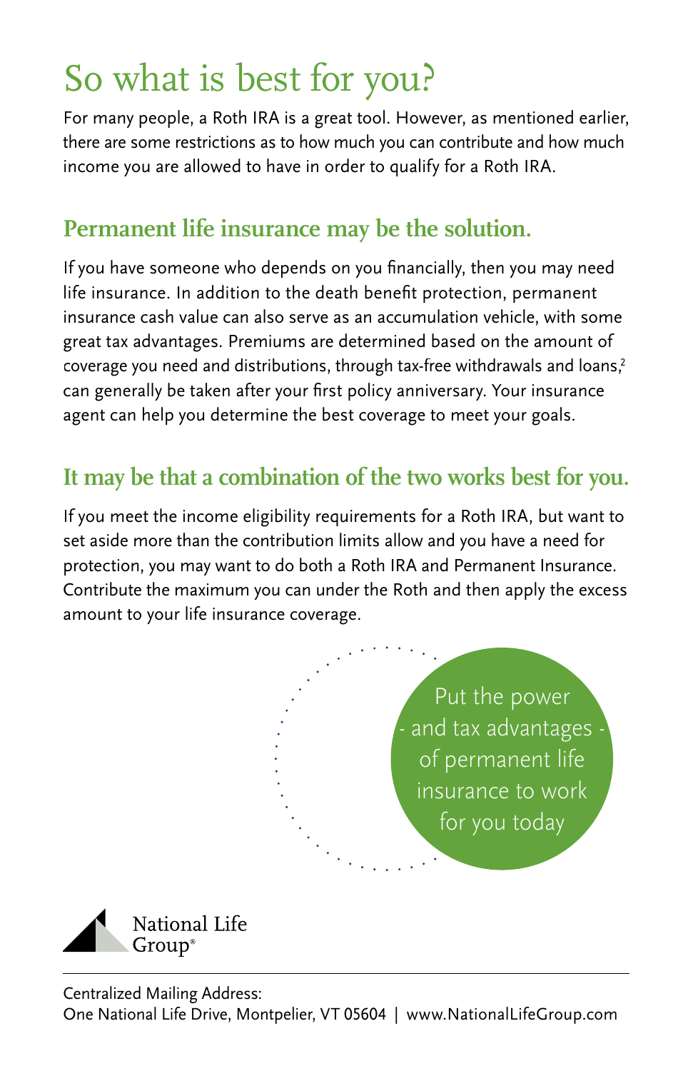# So what is best for you?

For many people, a Roth IRA is a great tool. However, as mentioned earlier, there are some restrictions as to how much you can contribute and how much income you are allowed to have in order to qualify for a Roth IRA.

## Permanent life insurance may be the solution.

If you have someone who depends on you financially, then you may need life insurance. In addition to the death benefit protection, permanent insurance cash value can also serve as an accumulation vehicle, with some great tax advantages. Premiums are determined based on the amount of coverage you need and distributions, through tax-free withdrawals and loans,[2] can generally be taken after your first policy anniversary. Your insurance agent can help you determine the best coverage to meet your goals.

## It may be that a combination of the two works best for you.

If you meet the income eligibility requirements for a Roth IRA, but want to set aside more than the contribution limits allow and you have a need for protection, you may want to do both a Roth IRA and Permanent Insurance. Contribute the maximum you can under the Roth and then apply the excess amount to your life insurance coverage.

Put the power - and tax advantages - of permanent life insurance to work for you today

National Life Group®

Centralized Mailing Address:
One National Life Drive, Montpelier, VT 05604 | www.NationalLifeGroup.com